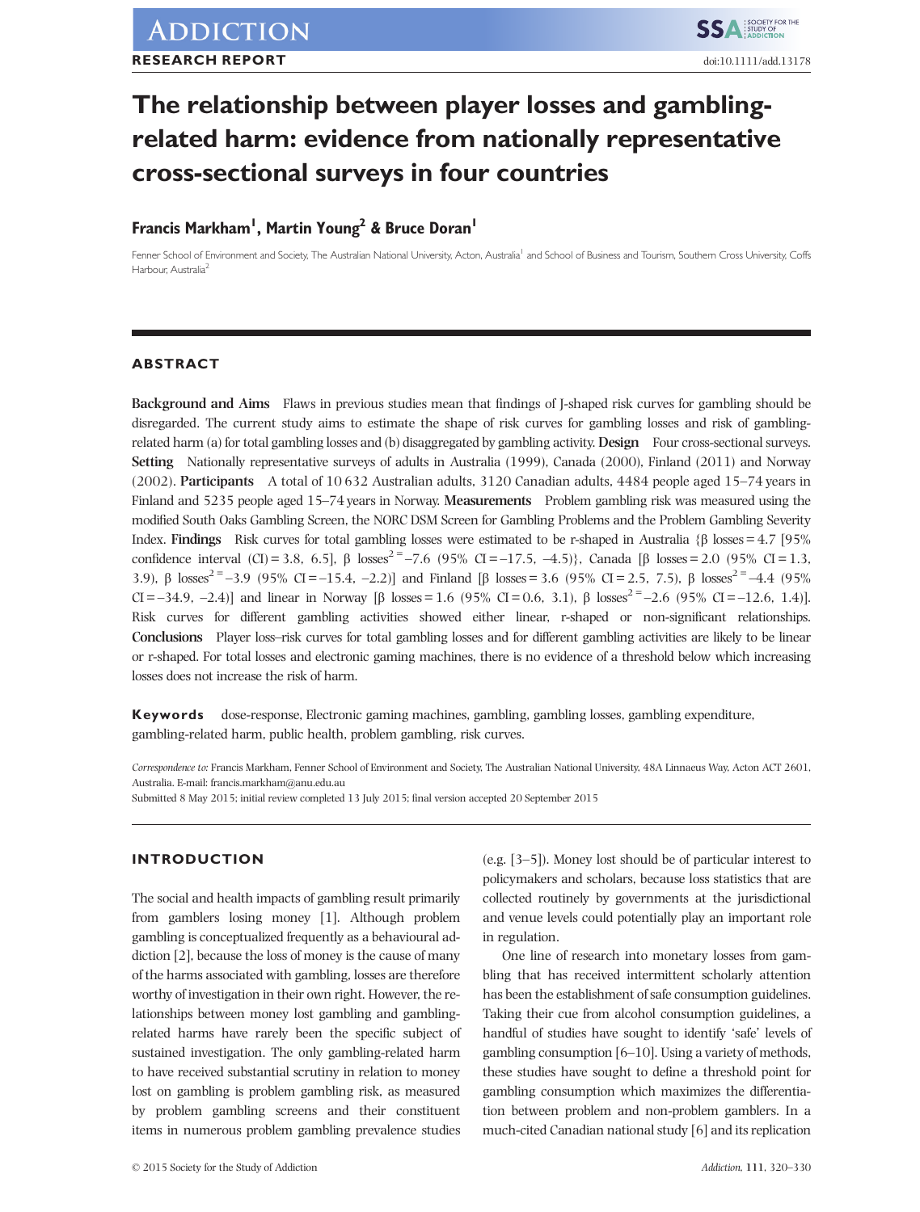ADDICTION

RESEARCH REPORT

doi:10.1111/add.13178

# The relationship between player losses and gambling-related harm: evidence from nationally representative cross-sectional surveys in four countries

**Francis Markham[1], Martin Young[2] & Bruce Doran[1]**

Fenner School of Environment and Society, The Australian National University, Acton, Australia[1] and School of Business and Tourism, Southern Cross University, Coffs Harbour, Australia[2]

## ABSTRACT

**Background and Aims** Flaws in previous studies mean that findings of J-shaped risk curves for gambling should be disregarded. The current study aims to estimate the shape of risk curves for gambling losses and risk of gambling-related harm (a) for total gambling losses and (b) disaggregated by gambling activity. **Design** Four cross-sectional surveys. **Setting** Nationally representative surveys of adults in Australia (1999), Canada (2000), Finland (2011) and Norway (2002). **Participants** A total of 10 632 Australian adults, 3120 Canadian adults, 4484 people aged 15–74 years in Finland and 5235 people aged 15–74 years in Norway. **Measurements** Problem gambling risk was measured using the modified South Oaks Gambling Screen, the NORC DSM Screen for Gambling Problems and the Problem Gambling Severity Index. **Findings** Risk curves for total gambling losses were estimated to be r-shaped in Australia {β losses = 4.7 [95% confidence interval (CI) = 3.8, 6.5], β $\text{losses}^2$ = −7.6 (95% CI = −17.5, −4.5)}, Canada [β losses = 2.0 (95% CI = 1.3, 3.9), β $\text{losses}^2$ = −3.9 (95% CI = −15.4, −2.2)] and Finland [β losses = 3.6 (95% CI = 2.5, 7.5), β $\text{losses}^2$ = −4.4 (95% CI = −34.9, −2.4)] and linear in Norway [β losses = 1.6 (95% CI = 0.6, 3.1), β $\text{losses}^2$ = −2.6 (95% CI = −12.6, 1.4)]. Risk curves for different gambling activities showed either linear, r-shaped or non-significant relationships. **Conclusions** Player loss–risk curves for total gambling losses and for different gambling activities are likely to be linear or r-shaped. For total losses and electronic gaming machines, there is no evidence of a threshold below which increasing losses does not increase the risk of harm.

**Keywords** dose-response, Electronic gaming machines, gambling, gambling losses, gambling expenditure, gambling-related harm, public health, problem gambling, risk curves.

*Correspondence to:* Francis Markham, Fenner School of Environment and Society, The Australian National University, 48A Linnaeus Way, Acton ACT 2601, Australia. E-mail: francis.markham@anu.edu.au

Submitted 8 May 2015; initial review completed 13 July 2015; final version accepted 20 September 2015

## INTRODUCTION

The social and health impacts of gambling result primarily from gamblers losing money [1]. Although problem gambling is conceptualized frequently as a behavioural addiction [2], because the loss of money is the cause of many of the harms associated with gambling, losses are therefore worthy of investigation in their own right. However, the relationships between money lost gambling and gambling-related harms have rarely been the specific subject of sustained investigation. The only gambling-related harm to have received substantial scrutiny in relation to money lost on gambling is problem gambling risk, as measured by problem gambling screens and their constituent items in numerous problem gambling prevalence studies (e.g. [3–5]). Money lost should be of particular interest to policymakers and scholars, because loss statistics that are collected routinely by governments at the jurisdictional and venue levels could potentially play an important role in regulation.

One line of research into monetary losses from gambling that has received intermittent scholarly attention has been the establishment of safe consumption guidelines. Taking their cue from alcohol consumption guidelines, a handful of studies have sought to identify 'safe' levels of gambling consumption [6–10]. Using a variety of methods, these studies have sought to define a threshold point for gambling consumption which maximizes the differentiation between problem and non-problem gamblers. In a much-cited Canadian national study [6] and its replication

© 2015 Society for the Study of Addiction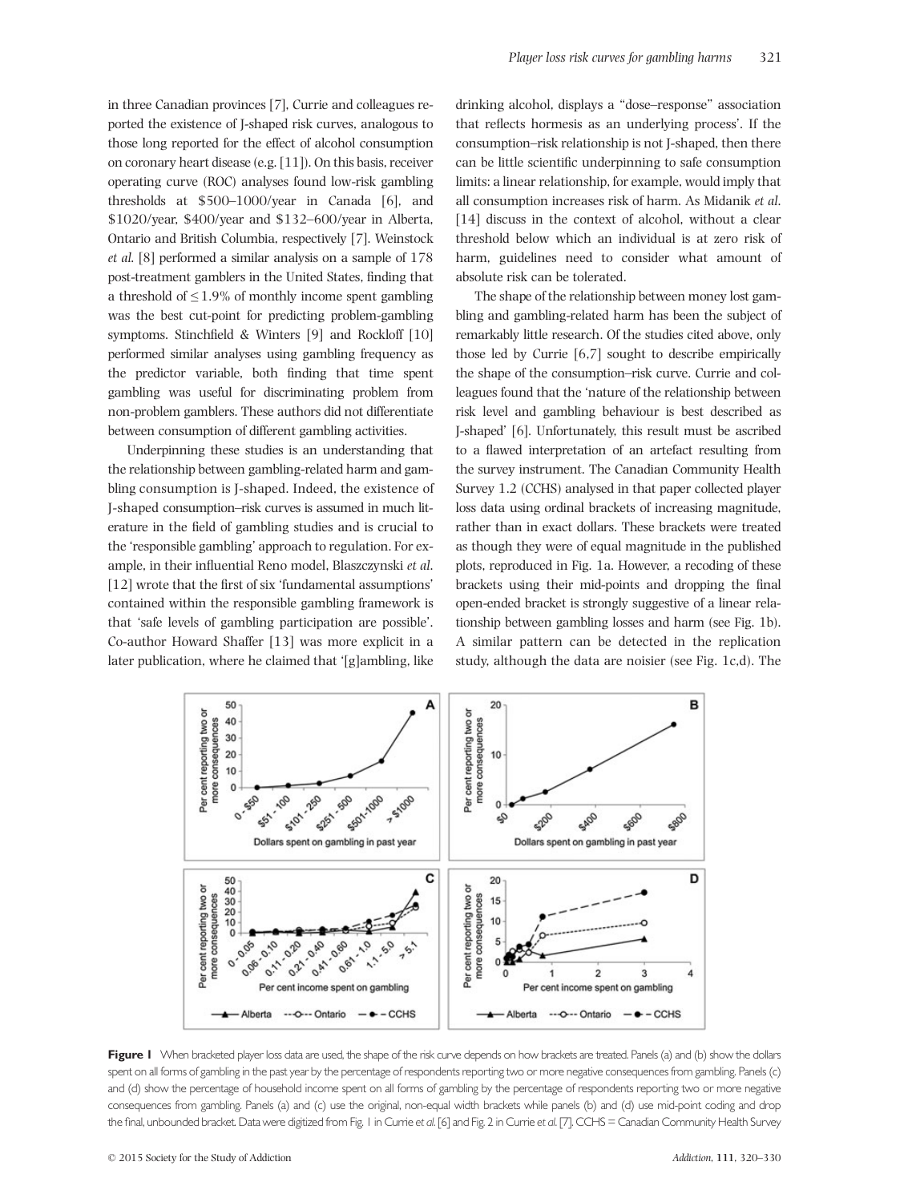in three Canadian provinces [7], Currie and colleagues reported the existence of J-shaped risk curves, analogous to those long reported for the effect of alcohol consumption on coronary heart disease (e.g. [11]). On this basis, receiver operating curve (ROC) analyses found low-risk gambling thresholds at \$500–1000/year in Canada [6], and \$1020/year, \$400/year and \$132–600/year in Alberta, Ontario and British Columbia, respectively [7]. Weinstock *et al.* [8] performed a similar analysis on a sample of 178 post-treatment gamblers in the United States, finding that a threshold of ≤1.9% of monthly income spent gambling was the best cut-point for predicting problem-gambling symptoms. Stinchfield & Winters [9] and Rockloff [10] performed similar analyses using gambling frequency as the predictor variable, both finding that time spent gambling was useful for discriminating problem from non-problem gamblers. These authors did not differentiate between consumption of different gambling activities.

Underpinning these studies is an understanding that the relationship between gambling-related harm and gambling consumption is J-shaped. Indeed, the existence of J-shaped consumption–risk curves is assumed in much literature in the field of gambling studies and is crucial to the 'responsible gambling' approach to regulation. For example, in their influential Reno model, Blaszczynski *et al.* [12] wrote that the first of six 'fundamental assumptions' contained within the responsible gambling framework is that 'safe levels of gambling participation are possible'. Co-author Howard Shaffer [13] was more explicit in a later publication, where he claimed that '[g]ambling, like drinking alcohol, displays a "dose–response" association that reflects hormesis as an underlying process'. If the consumption–risk relationship is not J-shaped, then there can be little scientific underpinning to safe consumption limits: a linear relationship, for example, would imply that all consumption increases risk of harm. As Midanik *et al.* [14] discuss in the context of alcohol, without a clear threshold below which an individual is at zero risk of harm, guidelines need to consider what amount of absolute risk can be tolerated.

The shape of the relationship between money lost gambling and gambling-related harm has been the subject of remarkably little research. Of the studies cited above, only those led by Currie [6,7] sought to describe empirically the shape of the consumption–risk curve. Currie and colleagues found that the 'nature of the relationship between risk level and gambling behaviour is best described as J-shaped' [6]. Unfortunately, this result must be ascribed to a flawed interpretation of an artefact resulting from the survey instrument. The Canadian Community Health Survey 1.2 (CCHS) analysed in that paper collected player loss data using ordinal brackets of increasing magnitude, rather than in exact dollars. These brackets were treated as though they were of equal magnitude in the published plots, reproduced in Fig. 1a. However, a recoding of these brackets using their mid-points and dropping the final open-ended bracket is strongly suggestive of a linear relationship between gambling losses and harm (see Fig. 1b). A similar pattern can be detected in the replication study, although the data are noisier (see Fig. 1c,d). The

**Figure 1** When bracketed player loss data are used, the shape of the risk curve depends on how brackets are treated. Panels (a) and (b) show the dollars spent on all forms of gambling in the past year by the percentage of respondents reporting two or more negative consequences from gambling. Panels (c) and (d) show the percentage of household income spent on all forms of gambling by the percentage of respondents reporting two or more negative consequences from gambling. Panels (a) and (c) use the original, non-equal width brackets while panels (b) and (d) use mid-point coding and drop the final, unbounded bracket. Data were digitized from Fig. 1 in Currie *et al.* [6] and Fig. 2 in Currie *et al.* [7]. CCHS = Canadian Community Health Survey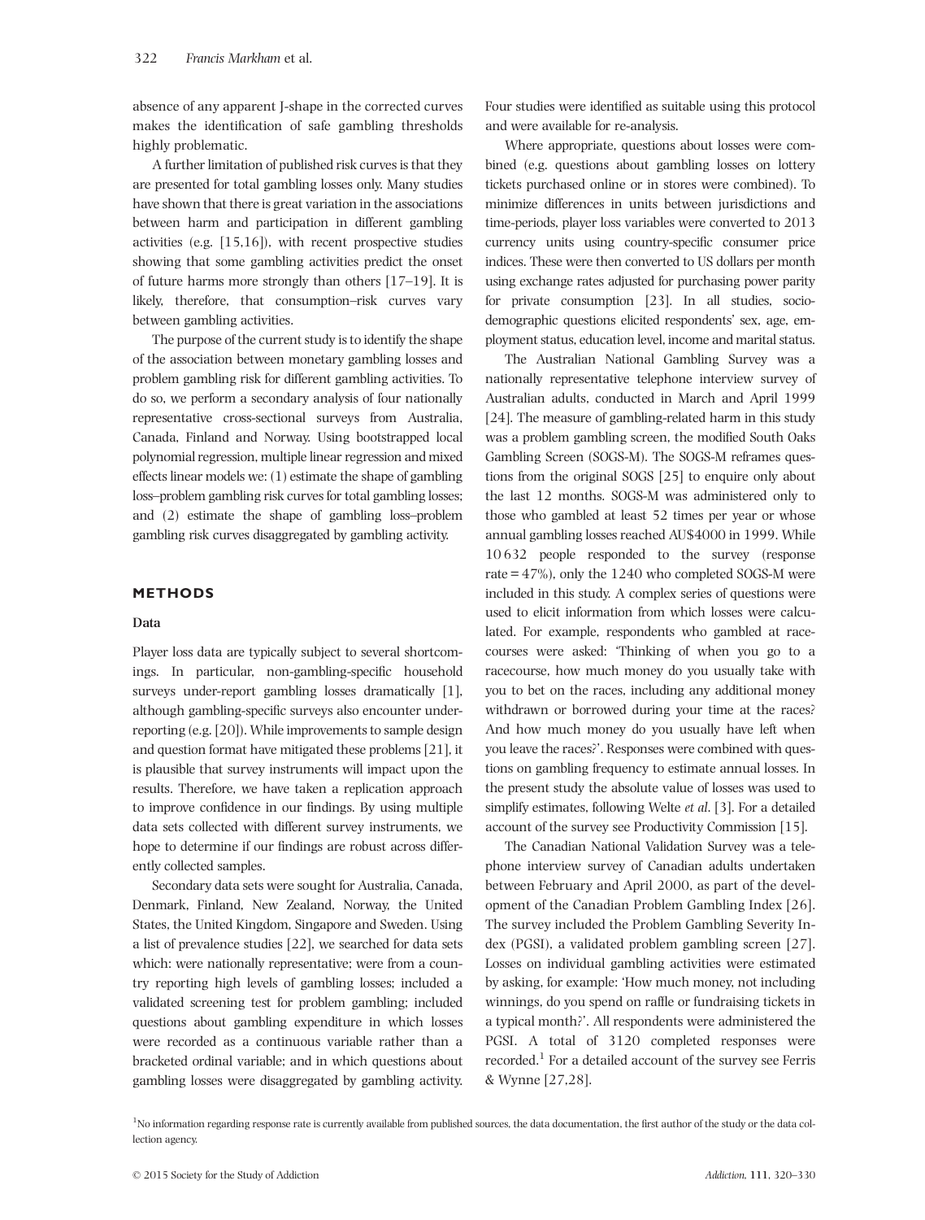absence of any apparent J-shape in the corrected curves makes the identification of safe gambling thresholds highly problematic.

A further limitation of published risk curves is that they are presented for total gambling losses only. Many studies have shown that there is great variation in the associations between harm and participation in different gambling activities (e.g. [15,16]), with recent prospective studies showing that some gambling activities predict the onset of future harms more strongly than others [17–19]. It is likely, therefore, that consumption–risk curves vary between gambling activities.

The purpose of the current study is to identify the shape of the association between monetary gambling losses and problem gambling risk for different gambling activities. To do so, we perform a secondary analysis of four nationally representative cross-sectional surveys from Australia, Canada, Finland and Norway. Using bootstrapped local polynomial regression, multiple linear regression and mixed effects linear models we: (1) estimate the shape of gambling loss–problem gambling risk curves for total gambling losses; and (2) estimate the shape of gambling loss–problem gambling risk curves disaggregated by gambling activity.

## METHODS

### Data

Player loss data are typically subject to several shortcomings. In particular, non-gambling-specific household surveys under-report gambling losses dramatically [1], although gambling-specific surveys also encounter under-reporting (e.g. [20]). While improvements to sample design and question format have mitigated these problems [21], it is plausible that survey instruments will impact upon the results. Therefore, we have taken a replication approach to improve confidence in our findings. By using multiple data sets collected with different survey instruments, we hope to determine if our findings are robust across differently collected samples.

Secondary data sets were sought for Australia, Canada, Denmark, Finland, New Zealand, Norway, the United States, the United Kingdom, Singapore and Sweden. Using a list of prevalence studies [22], we searched for data sets which: were nationally representative; were from a country reporting high levels of gambling losses; included a validated screening test for problem gambling; included questions about gambling expenditure in which losses were recorded as a continuous variable rather than a bracketed ordinal variable; and in which questions about gambling losses were disaggregated by gambling activity. Four studies were identified as suitable using this protocol and were available for re-analysis.

Where appropriate, questions about losses were combined (e.g. questions about gambling losses on lottery tickets purchased online or in stores were combined). To minimize differences in units between jurisdictions and time-periods, player loss variables were converted to 2013 currency units using country-specific consumer price indices. These were then converted to US dollars per month using exchange rates adjusted for purchasing power parity for private consumption [23]. In all studies, socio-demographic questions elicited respondents' sex, age, employment status, education level, income and marital status.

The Australian National Gambling Survey was a nationally representative telephone interview survey of Australian adults, conducted in March and April 1999 [24]. The measure of gambling-related harm in this study was a problem gambling screen, the modified South Oaks Gambling Screen (SOGS-M). The SOGS-M reframes questions from the original SOGS [25] to enquire only about the last 12 months. SOGS-M was administered only to those who gambled at least 52 times per year or whose annual gambling losses reached AU$4000 in 1999. While 10 632 people responded to the survey (response rate = 47%), only the 1240 who completed SOGS-M were included in this study. A complex series of questions were used to elicit information from which losses were calculated. For example, respondents who gambled at racecourses were asked: 'Thinking of when you go to a racecourse, how much money do you usually take with you to bet on the races, including any additional money withdrawn or borrowed during your time at the races? And how much money do you usually have left when you leave the races?'. Responses were combined with questions on gambling frequency to estimate annual losses. In the present study the absolute value of losses was used to simplify estimates, following Welte *et al*. [3]. For a detailed account of the survey see Productivity Commission [15].

The Canadian National Validation Survey was a telephone interview survey of Canadian adults undertaken between February and April 2000, as part of the development of the Canadian Problem Gambling Index [26]. The survey included the Problem Gambling Severity Index (PGSI), a validated problem gambling screen [27]. Losses on individual gambling activities were estimated by asking, for example: 'How much money, not including winnings, do you spend on raffle or fundraising tickets in a typical month?'. All respondents were administered the PGSI. A total of 3120 completed responses were recorded.[1] For a detailed account of the survey see Ferris & Wynne [27,28].

[1]No information regarding response rate is currently available from published sources, the data documentation, the first author of the study or the data collection agency.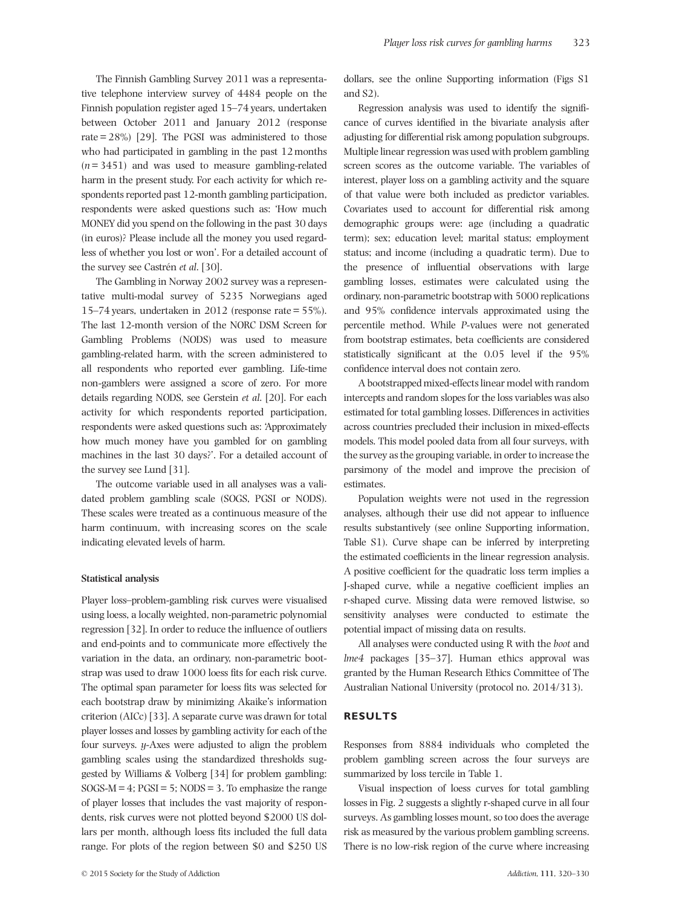The Finnish Gambling Survey 2011 was a representative telephone interview survey of 4484 people on the Finnish population register aged 15–74 years, undertaken between October 2011 and January 2012 (response rate = 28%) [29]. The PGSI was administered to those who had participated in gambling in the past 12 months ($n = 3451$) and was used to measure gambling-related harm in the present study. For each activity for which respondents reported past 12-month gambling participation, respondents were asked questions such as: 'How much MONEY did you spend on the following in the past 30 days (in euros)? Please include all the money you used regardless of whether you lost or won'. For a detailed account of the survey see Castrén *et al*. [30].

The Gambling in Norway 2002 survey was a representative multi-modal survey of 5235 Norwegians aged 15–74 years, undertaken in 2012 (response rate = 55%). The last 12-month version of the NORC DSM Screen for Gambling Problems (NODS) was used to measure gambling-related harm, with the screen administered to all respondents who reported ever gambling. Life-time non-gamblers were assigned a score of zero. For more details regarding NODS, see Gerstein *et al*. [20]. For each activity for which respondents reported participation, respondents were asked questions such as: 'Approximately how much money have you gambled for on gambling machines in the last 30 days?'. For a detailed account of the survey see Lund [31].

The outcome variable used in all analyses was a validated problem gambling scale (SOGS, PGSI or NODS). These scales were treated as a continuous measure of the harm continuum, with increasing scores on the scale indicating elevated levels of harm.

### Statistical analysis

Player loss–problem-gambling risk curves were visualised using loess, a locally weighted, non-parametric polynomial regression [32]. In order to reduce the influence of outliers and end-points and to communicate more effectively the variation in the data, an ordinary, non-parametric bootstrap was used to draw 1000 loess fits for each risk curve. The optimal span parameter for loess fits was selected for each bootstrap draw by minimizing Akaike's information criterion (AICc) [33]. A separate curve was drawn for total player losses and losses by gambling activity for each of the four surveys. *y*-Axes were adjusted to align the problem gambling scales using the standardized thresholds suggested by Williams & Volberg [34] for problem gambling: SOGS-M = 4; PGSI = 5; NODS = 3. To emphasize the range of player losses that includes the vast majority of respondents, risk curves were not plotted beyond $2000 US dollars per month, although loess fits included the full data range. For plots of the region between $0 and $250 US dollars, see the online Supporting information (Figs S1 and S2).

Regression analysis was used to identify the significance of curves identified in the bivariate analysis after adjusting for differential risk among population subgroups. Multiple linear regression was used with problem gambling screen scores as the outcome variable. The variables of interest, player loss on a gambling activity and the square of that value were both included as predictor variables. Covariates used to account for differential risk among demographic groups were: age (including a quadratic term); sex; education level; marital status; employment status; and income (including a quadratic term). Due to the presence of influential observations with large gambling losses, estimates were calculated using the ordinary, non-parametric bootstrap with 5000 replications and 95% confidence intervals approximated using the percentile method. While *P*-values were not generated from bootstrap estimates, beta coefficients are considered statistically significant at the 0.05 level if the 95% confidence interval does not contain zero.

A bootstrapped mixed-effects linear model with random intercepts and random slopes for the loss variables was also estimated for total gambling losses. Differences in activities across countries precluded their inclusion in mixed-effects models. This model pooled data from all four surveys, with the survey as the grouping variable, in order to increase the parsimony of the model and improve the precision of estimates.

Population weights were not used in the regression analyses, although their use did not appear to influence results substantively (see online Supporting information, Table S1). Curve shape can be inferred by interpreting the estimated coefficients in the linear regression analysis. A positive coefficient for the quadratic loss term implies a J-shaped curve, while a negative coefficient implies an r-shaped curve. Missing data were removed listwise, so sensitivity analyses were conducted to estimate the potential impact of missing data on results.

All analyses were conducted using R with the *boot* and *lme4* packages [35–37]. Human ethics approval was granted by the Human Research Ethics Committee of The Australian National University (protocol no. 2014/313).

## RESULTS

Responses from 8884 individuals who completed the problem gambling screen across the four surveys are summarized by loss tercile in Table 1.

Visual inspection of loess curves for total gambling losses in Fig. 2 suggests a slightly r-shaped curve in all four surveys. As gambling losses mount, so too does the average risk as measured by the various problem gambling screens. There is no low-risk region of the curve where increasing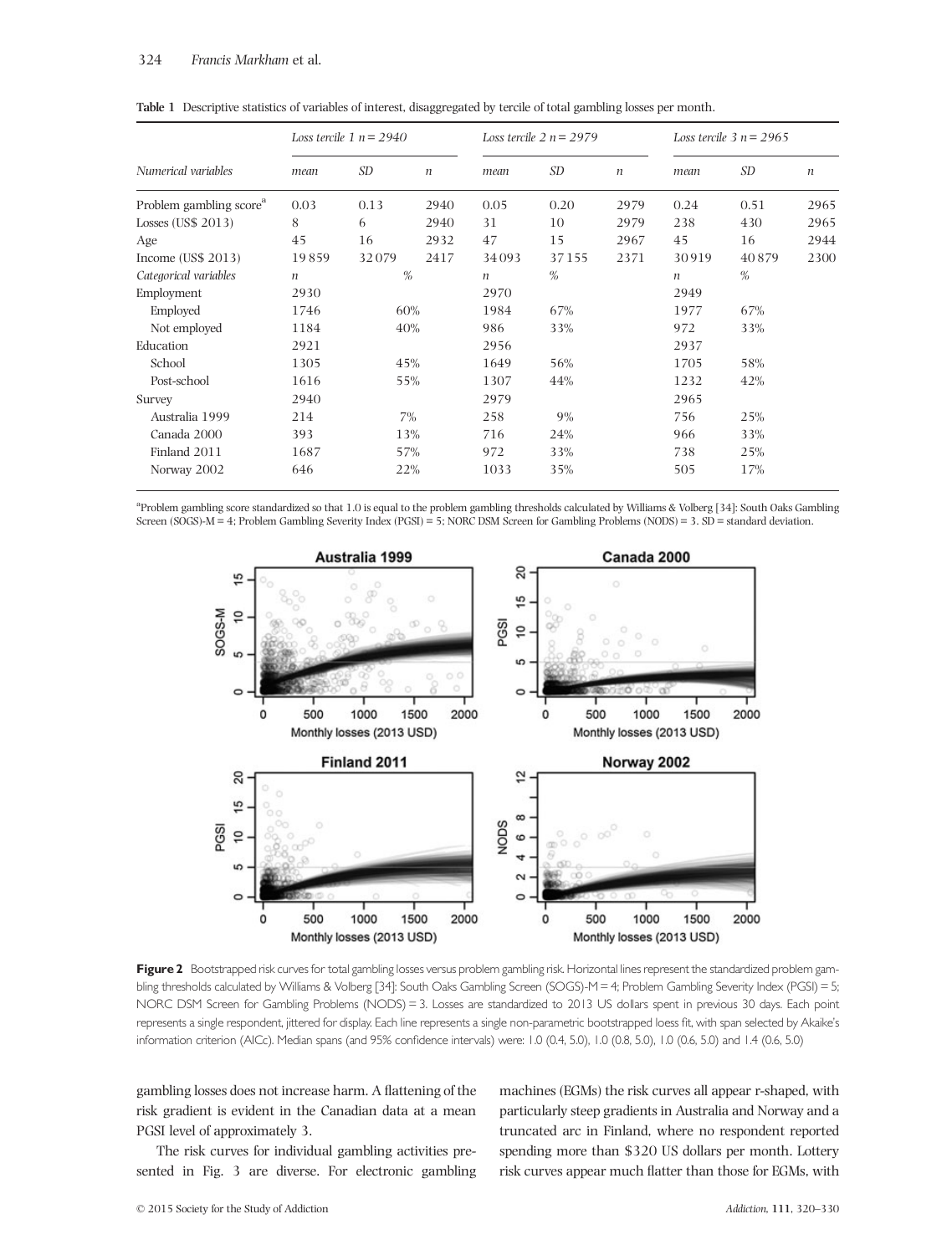**Table 1** Descriptive statistics of variables of interest, disaggregated by tercile of total gambling losses per month.

| Numerical variables | *Loss tercile 1 n = 2940* | | | *Loss tercile 2 n = 2979* | | | *Loss tercile 3 n = 2965* | | |
|---|---|---|---|---|---|---|---|---|---|
| | *mean* | *SD* | *n* | *mean* | *SD* | *n* | *mean* | *SD* | *n* |
| Problem gambling score[a] | 0.03 | 0.13 | 2940 | 0.05 | 0.20 | 2979 | 0.24 | 0.51 | 2965 |
| Losses (US$ 2013) | 8 | 6 | 2940 | 31 | 10 | 2979 | 238 | 430 | 2965 |
| Age | 45 | 16 | 2932 | 47 | 15 | 2967 | 45 | 16 | 2944 |
| Income (US$ 2013) | 19 859 | 32 079 | 2417 | 34 093 | 37 155 | 2371 | 30 919 | 40 879 | 2300 |
| *Categorical variables* | *n* | *%* | | *n* | *%* | | *n* | *%* | |
| Employment | 2930 | | | 2970 | | | 2949 | | |
| Employed | 1746 | 60% | | 1984 | 67% | | 1977 | 67% | |
| Not employed | 1184 | 40% | | 986 | 33% | | 972 | 33% | |
| Education | 2921 | | | 2956 | | | 2937 | | |
| School | 1305 | 45% | | 1649 | 56% | | 1705 | 58% | |
| Post-school | 1616 | 55% | | 1307 | 44% | | 1232 | 42% | |
| Survey | 2940 | | | 2979 | | | 2965 | | |
| Australia 1999 | 214 | 7% | | 258 | 9% | | 756 | 25% | |
| Canada 2000 | 393 | 13% | | 716 | 24% | | 966 | 33% | |
| Finland 2011 | 1687 | 57% | | 972 | 33% | | 738 | 25% | |
| Norway 2002 | 646 | 22% | | 1033 | 35% | | 505 | 17% | |

[a]Problem gambling score standardized so that 1.0 is equal to the problem gambling thresholds calculated by Williams & Volberg [34]: South Oaks Gambling Screen (SOGS)-M = 4; Problem Gambling Severity Index (PGSI) = 5; NORC DSM Screen for Gambling Problems (NODS) = 3. SD = standard deviation.

**Figure 2** Bootstrapped risk curves for total gambling losses versus problem gambling risk. Horizontal lines represent the standardized problem gambling thresholds calculated by Williams & Volberg [34]: South Oaks Gambling Screen (SOGS)-M = 4; Problem Gambling Severity Index (PGSI) = 5; NORC DSM Screen for Gambling Problems (NODS) = 3. Losses are standardized to 2013 US dollars spent in previous 30 days. Each point represents a single respondent, jittered for display. Each line represents a single non-parametric bootstrapped loess fit, with span selected by Akaike's information criterion (AICc). Median spans (and 95% confidence intervals) were: 1.0 (0.4, 5.0), 1.0 (0.8, 5.0), 1.0 (0.6, 5.0) and 1.4 (0.6, 5.0)

gambling losses does not increase harm. A flattening of the risk gradient is evident in the Canadian data at a mean PGSI level of approximately 3.

The risk curves for individual gambling activities presented in Fig. 3 are diverse. For electronic gambling machines (EGMs) the risk curves all appear r-shaped, with particularly steep gradients in Australia and Norway and a truncated arc in Finland, where no respondent reported spending more than $320 US dollars per month. Lottery risk curves appear much flatter than those for EGMs, with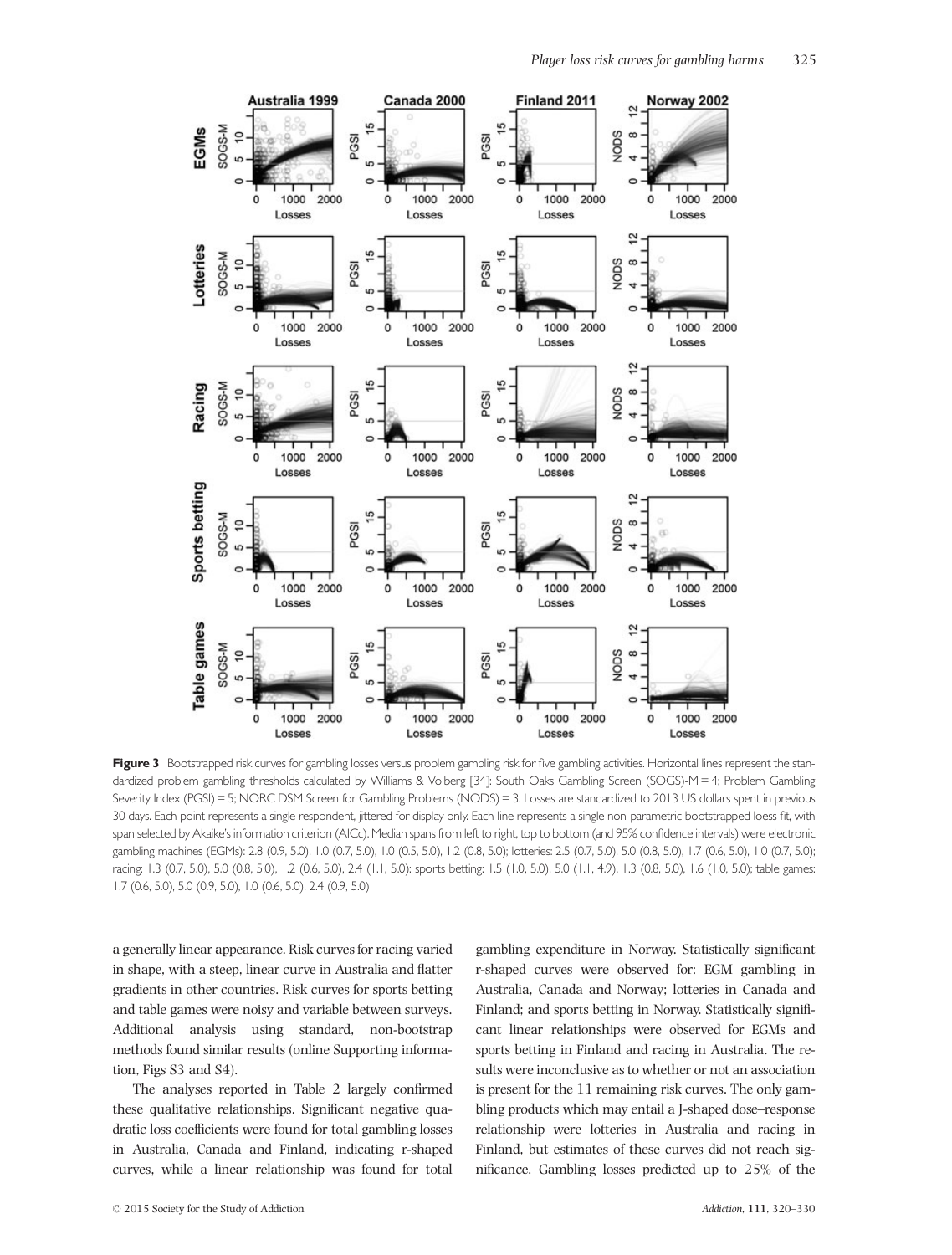**Figure 3** Bootstrapped risk curves for gambling losses versus problem gambling risk for five gambling activities. Horizontal lines represent the standardized problem gambling thresholds calculated by Williams & Volberg [34]: South Oaks Gambling Screen (SOGS)-M = 4; Problem Gambling Severity Index (PGSI) = 5; NORC DSM Screen for Gambling Problems (NODS) = 3. Losses are standardized to 2013 US dollars spent in previous 30 days. Each point represents a single respondent, jittered for display only. Each line represents a single non-parametric bootstrapped loess fit, with span selected by Akaike's information criterion (AICc). Median spans from left to right, top to bottom (and 95% confidence intervals) were electronic gambling machines (EGMs): 2.8 (0.9, 5.0), 1.0 (0.7, 5.0), 1.0 (0.5, 5.0), 1.2 (0.8, 5.0); lotteries: 2.5 (0.7, 5.0), 5.0 (0.8, 5.0), 1.7 (0.6, 5.0), 1.0 (0.7, 5.0); racing: 1.3 (0.7, 5.0), 5.0 (0.8, 5.0), 1.2 (0.6, 5.0), 2.4 (1.1, 5.0): sports betting: 1.5 (1.0, 5.0), 5.0 (1.1, 4.9), 1.3 (0.8, 5.0), 1.6 (1.0, 5.0); table games: 1.7 (0.6, 5.0), 5.0 (0.9, 5.0), 1.0 (0.6, 5.0), 2.4 (0.9, 5.0)

a generally linear appearance. Risk curves for racing varied in shape, with a steep, linear curve in Australia and flatter gradients in other countries. Risk curves for sports betting and table games were noisy and variable between surveys. Additional analysis using standard, non-bootstrap methods found similar results (online Supporting information, Figs S3 and S4).

The analyses reported in Table 2 largely confirmed these qualitative relationships. Significant negative quadratic loss coefficients were found for total gambling losses in Australia, Canada and Finland, indicating r-shaped curves, while a linear relationship was found for total gambling expenditure in Norway. Statistically significant r-shaped curves were observed for: EGM gambling in Australia, Canada and Norway; lotteries in Canada and Finland; and sports betting in Norway. Statistically significant linear relationships were observed for EGMs and sports betting in Finland and racing in Australia. The results were inconclusive as to whether or not an association is present for the 11 remaining risk curves. The only gambling products which may entail a J-shaped dose–response relationship were lotteries in Australia and racing in Finland, but estimates of these curves did not reach significance. Gambling losses predicted up to 25% of the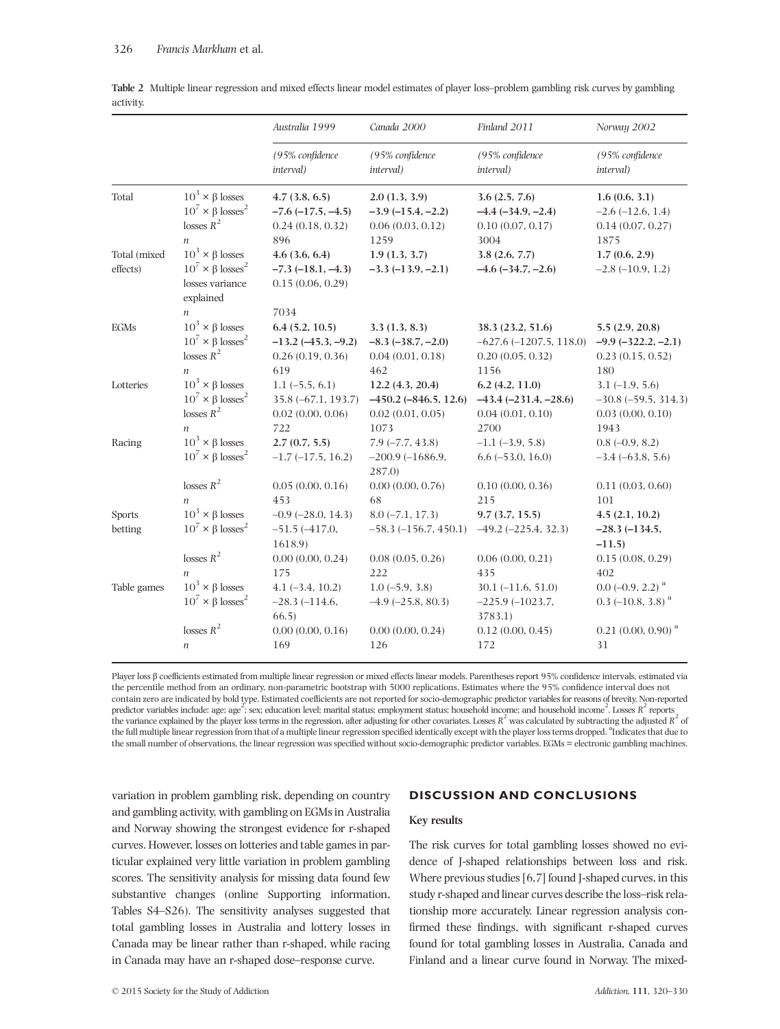**Table 2** Multiple linear regression and mixed effects linear model estimates of player loss–problem gambling risk curves by gambling activity.

| | | Australia 1999 | Canada 2000 | Finland 2011 | Norway 2002 |
|---|---|---|---|---|---|
| | | (95% confidence interval) | (95% confidence interval) | (95% confidence interval) | (95% confidence interval) |
| Total | $10^3 \times \beta$ losses | **4.7 (3.8, 6.5)** | **2.0 (1.3, 3.9)** | **3.6 (2.5, 7.6)** | **1.6 (0.6, 3.1)** |
| | $10^7 \times \beta$ losses$^2$ | **−7.6 (−17.5, −4.5)** | **−3.9 (−15.4, −2.2)** | **−4.4 (−34.9, −2.4)** | −2.6 (−12.6, 1.4) |
| | losses $R^2$ | 0.24 (0.18, 0.32) | 0.06 (0.03, 0.12) | 0.10 (0.07, 0.17) | 0.14 (0.07, 0.27) |
| | $n$ | 896 | 1259 | 3004 | 1875 |
| Total (mixed effects) | $10^3 \times \beta$ losses | **4.6 (3.6, 6.4)** | **1.9 (1.3, 3.7)** | **3.8 (2.6, 7.7)** | **1.7 (0.6, 2.9)** |
| | $10^7 \times \beta$ losses$^2$ | **−7.3 (−18.1, −4.3)** | **−3.3 (−13.9, −2.1)** | **−4.6 (−34.7, −2.6)** | −2.8 (−10.9, 1.2) |
| | losses variance explained | 0.15 (0.06, 0.29) | | | |
| | $n$ | 7034 | | | |
| EGMs | $10^3 \times \beta$ losses | **6.4 (5.2, 10.5)** | **3.3 (1.3, 8.3)** | **38.3 (23.2, 51.6)** | **5.5 (2.9, 20.8)** |
| | $10^7 \times \beta$ losses$^2$ | **−13.2 (−45.3, −9.2)** | **−8.3 (−38.7, −2.0)** | −627.6 (−1207.5, 118.0) | **−9.9 (−322.2, −2.1)** |
| | losses $R^2$ | 0.26 (0.19, 0.36) | 0.04 (0.01, 0.18) | 0.20 (0.05, 0.32) | 0.23 (0.15, 0.52) |
| | $n$ | 619 | 462 | 1156 | 180 |
| Lotteries | $10^3 \times \beta$ losses | 1.1 (−5.5, 6.1) | **12.2 (4.3, 20.4)** | **6.2 (4.2, 11.0)** | 3.1 (−1.9, 5.6) |
| | $10^7 \times \beta$ losses$^2$ | 35.8 (−67.1, 193.7) | **−450.2 (−846.5, 12.6)** | **−43.4 (−231.4, −28.6)** | −30.8 (−59.5, 314.3) |
| | losses $R^2$ | 0.02 (0.00, 0.06) | 0.02 (0.01, 0.05) | 0.04 (0.01, 0.10) | 0.03 (0.00, 0.10) |
| | $n$ | 722 | 1073 | 2700 | 1943 |
| Racing | $10^3 \times \beta$ losses | **2.7 (0.7, 5.5)** | 7.9 (−7.7, 43.8) | −1.1 (−3.9, 5.8) | 0.8 (−0.9, 8.2) |
| | $10^7 \times \beta$ losses$^2$ | −1.7 (−17.5, 16.2) | −200.9 (−1686.9, 287.0) | 6.6 (−53.0, 16.0) | −3.4 (−63.8, 5.6) |
| | losses $R^2$ | 0.05 (0.00, 0.16) | 0.00 (0.00, 0.76) | 0.10 (0.00, 0.36) | 0.11 (0.03, 0.60) |
| | $n$ | 453 | 68 | 215 | 101 |
| Sports betting | $10^3 \times \beta$ losses | −0.9 (−28.0, 14.3) | 8.0 (−7.1, 17.3) | **9.7 (3.7, 15.5)** | **4.5 (2.1, 10.2)** |
| | $10^7 \times \beta$ losses$^2$ | −51.5 (−417.0, 1618.9) | −58.3 (−156.7, 450.1) | −49.2 (−225.4, 32.3) | **−28.3 (−134.5, −11.5)** |
| | losses $R^2$ | 0.00 (0.00, 0.24) | 0.08 (0.05, 0.26) | 0.06 (0.00, 0.21) | 0.15 (0.08, 0.29) |
| | $n$ | 175 | 222 | 435 | 402 |
| Table games | $10^3 \times \beta$ losses | 4.1 (−3.4, 10.2) | 1.0 (−5.9, 3.8) | 30.1 (−11.6, 51.0) | 0.0 (−0.9, 2.2) [a] |
| | $10^7 \times \beta$ losses$^2$ | −28.3 (−114.6, 66.5) | −4.9 (−25.8, 80.3) | −225.9 (−1023.7, 3783.1) | 0.3 (−10.8, 3.8) [a] |
| | losses $R^2$ | 0.00 (0.00, 0.16) | 0.00 (0.00, 0.24) | 0.12 (0.00, 0.45) | 0.21 (0.00, 0.90) [a] |
| | $n$ | 169 | 126 | 172 | 31 |

Player loss β coefficients estimated from multiple linear regression or mixed effects linear models. Parentheses report 95% confidence intervals, estimated via the percentile method from an ordinary, non-parametric bootstrap with 5000 replications. Estimates where the 95% confidence interval does not contain zero are indicated by bold type. Estimated coefficients are not reported for socio-demographic predictor variables for reasons of brevity. Non-reported predictor variables include: age; age$^2$; sex; education level; marital status; employment status; household income; and household income$^2$. Losses $R^2$ reports the variance explained by the player loss terms in the regression, after adjusting for other covariates. Losses $R^2$ was calculated by subtracting the adjusted $R^2$ of the full multiple linear regression from that of a multiple linear regression specified identically except with the player loss terms dropped. [a]Indicates that due to the small number of observations, the linear regression was specified without socio-demographic predictor variables. EGMs = electronic gambling machines.

variation in problem gambling risk, depending on country and gambling activity, with gambling on EGMs in Australia and Norway showing the strongest evidence for r-shaped curves. However, losses on lotteries and table games in particular explained very little variation in problem gambling scores. The sensitivity analysis for missing data found few substantive changes (online Supporting information, Tables S4–S26). The sensitivity analyses suggested that total gambling losses in Australia and lottery losses in Canada may be linear rather than r-shaped, while racing in Canada may have an r-shaped dose–response curve.

## DISCUSSION AND CONCLUSIONS

### Key results

The risk curves for total gambling losses showed no evidence of J-shaped relationships between loss and risk. Where previous studies [6,7] found J-shaped curves, in this study r-shaped and linear curves describe the loss–risk relationship more accurately. Linear regression analysis confirmed these findings, with significant r-shaped curves found for total gambling losses in Australia, Canada and Finland and a linear curve found in Norway. The mixed-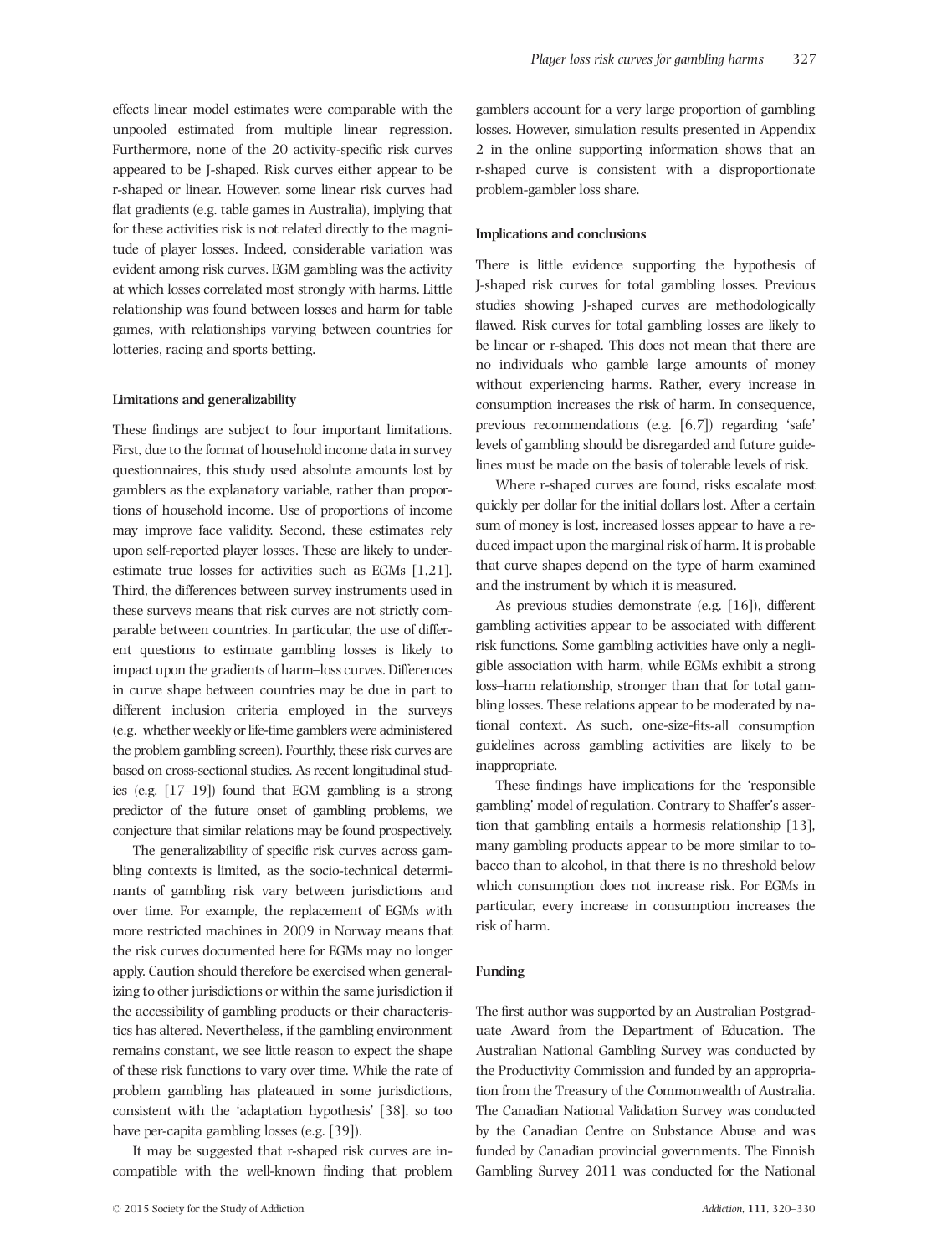effects linear model estimates were comparable with the unpooled estimated from multiple linear regression. Furthermore, none of the 20 activity-specific risk curves appeared to be J-shaped. Risk curves either appear to be r-shaped or linear. However, some linear risk curves had flat gradients (e.g. table games in Australia), implying that for these activities risk is not related directly to the magnitude of player losses. Indeed, considerable variation was evident among risk curves. EGM gambling was the activity at which losses correlated most strongly with harms. Little relationship was found between losses and harm for table games, with relationships varying between countries for lotteries, racing and sports betting.

#### Limitations and generalizability

These findings are subject to four important limitations. First, due to the format of household income data in survey questionnaires, this study used absolute amounts lost by gamblers as the explanatory variable, rather than proportions of household income. Use of proportions of income may improve face validity. Second, these estimates rely upon self-reported player losses. These are likely to underestimate true losses for activities such as EGMs [1,21]. Third, the differences between survey instruments used in these surveys means that risk curves are not strictly comparable between countries. In particular, the use of different questions to estimate gambling losses is likely to impact upon the gradients of harm–loss curves. Differences in curve shape between countries may be due in part to different inclusion criteria employed in the surveys (e.g. whether weekly or life-time gamblers were administered the problem gambling screen). Fourthly, these risk curves are based on cross-sectional studies. As recent longitudinal studies (e.g. [17–19]) found that EGM gambling is a strong predictor of the future onset of gambling problems, we conjecture that similar relations may be found prospectively.

The generalizability of specific risk curves across gambling contexts is limited, as the socio-technical determinants of gambling risk vary between jurisdictions and over time. For example, the replacement of EGMs with more restricted machines in 2009 in Norway means that the risk curves documented here for EGMs may no longer apply. Caution should therefore be exercised when generalizing to other jurisdictions or within the same jurisdiction if the accessibility of gambling products or their characteristics has altered. Nevertheless, if the gambling environment remains constant, we see little reason to expect the shape of these risk functions to vary over time. While the rate of problem gambling has plateaued in some jurisdictions, consistent with the 'adaptation hypothesis' [38], so too have per-capita gambling losses (e.g. [39]).

It may be suggested that r-shaped risk curves are incompatible with the well-known finding that problem gamblers account for a very large proportion of gambling losses. However, simulation results presented in Appendix 2 in the online supporting information shows that an r-shaped curve is consistent with a disproportionate problem-gambler loss share.

#### Implications and conclusions

There is little evidence supporting the hypothesis of J-shaped risk curves for total gambling losses. Previous studies showing J-shaped curves are methodologically flawed. Risk curves for total gambling losses are likely to be linear or r-shaped. This does not mean that there are no individuals who gamble large amounts of money without experiencing harms. Rather, every increase in consumption increases the risk of harm. In consequence, previous recommendations (e.g. [6,7]) regarding 'safe' levels of gambling should be disregarded and future guidelines must be made on the basis of tolerable levels of risk.

Where r-shaped curves are found, risks escalate most quickly per dollar for the initial dollars lost. After a certain sum of money is lost, increased losses appear to have a reduced impact upon the marginal risk of harm. It is probable that curve shapes depend on the type of harm examined and the instrument by which it is measured.

As previous studies demonstrate (e.g. [16]), different gambling activities appear to be associated with different risk functions. Some gambling activities have only a negligible association with harm, while EGMs exhibit a strong loss–harm relationship, stronger than that for total gambling losses. These relations appear to be moderated by national context. As such, one-size-fits-all consumption guidelines across gambling activities are likely to be inappropriate.

These findings have implications for the 'responsible gambling' model of regulation. Contrary to Shaffer's assertion that gambling entails a hormesis relationship [13], many gambling products appear to be more similar to tobacco than to alcohol, in that there is no threshold below which consumption does not increase risk. For EGMs in particular, every increase in consumption increases the risk of harm.

### Funding

The first author was supported by an Australian Postgraduate Award from the Department of Education. The Australian National Gambling Survey was conducted by the Productivity Commission and funded by an appropriation from the Treasury of the Commonwealth of Australia. The Canadian National Validation Survey was conducted by the Canadian Centre on Substance Abuse and was funded by Canadian provincial governments. The Finnish Gambling Survey 2011 was conducted for the National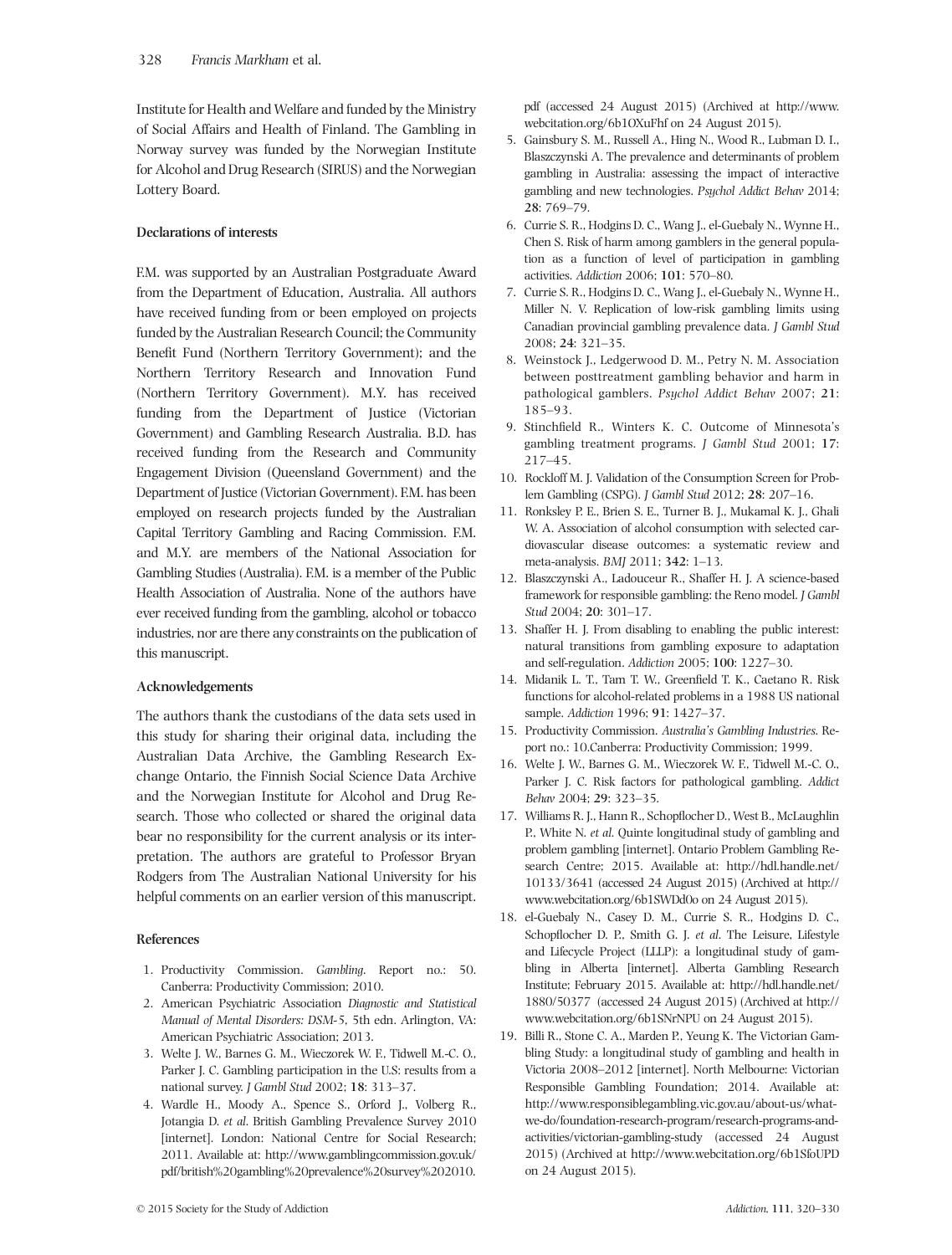Institute for Health and Welfare and funded by the Ministry of Social Affairs and Health of Finland. The Gambling in Norway survey was funded by the Norwegian Institute for Alcohol and Drug Research (SIRUS) and the Norwegian Lottery Board.

### Declarations of interests

F.M. was supported by an Australian Postgraduate Award from the Department of Education, Australia. All authors have received funding from or been employed on projects funded by the Australian Research Council; the Community Benefit Fund (Northern Territory Government); and the Northern Territory Research and Innovation Fund (Northern Territory Government). M.Y. has received funding from the Department of Justice (Victorian Government) and Gambling Research Australia. B.D. has received funding from the Research and Community Engagement Division (Queensland Government) and the Department of Justice (Victorian Government). F.M. has been employed on research projects funded by the Australian Capital Territory Gambling and Racing Commission. F.M. and M.Y. are members of the National Association for Gambling Studies (Australia). F.M. is a member of the Public Health Association of Australia. None of the authors have ever received funding from the gambling, alcohol or tobacco industries, nor are there any constraints on the publication of this manuscript.

### Acknowledgements

The authors thank the custodians of the data sets used in this study for sharing their original data, including the Australian Data Archive, the Gambling Research Exchange Ontario, the Finnish Social Science Data Archive and the Norwegian Institute for Alcohol and Drug Research. Those who collected or shared the original data bear no responsibility for the current analysis or its interpretation. The authors are grateful to Professor Bryan Rodgers from The Australian National University for his helpful comments on an earlier version of this manuscript.

### References

1. Productivity Commission. *Gambling*. Report no.: 50. Canberra: Productivity Commission; 2010.
2. American Psychiatric Association *Diagnostic and Statistical Manual of Mental Disorders: DSM-5*, 5th edn. Arlington, VA: American Psychiatric Association; 2013.
3. Welte J. W., Barnes G. M., Wieczorek W. F., Tidwell M.-C. O., Parker J. C. Gambling participation in the U.S: results from a national survey. *J Gambl Stud* 2002; **18**: 313–37.
4. Wardle H., Moody A., Spence S., Orford J., Volberg R., Jotangia D. *et al*. British Gambling Prevalence Survey 2010 [internet]. London: National Centre for Social Research; 2011. Available at: http://www.gamblingcommission.gov.uk/pdf/british%20gambling%20prevalence%20survey%202010.pdf (accessed 24 August 2015) (Archived at http://www.webcitation.org/6b1OXuFhf on 24 August 2015).
5. Gainsbury S. M., Russell A., Hing N., Wood R., Lubman D. I., Blaszczynski A. The prevalence and determinants of problem gambling in Australia: assessing the impact of interactive gambling and new technologies. *Psychol Addict Behav* 2014; **28**: 769–79.
6. Currie S. R., Hodgins D. C., Wang J., el-Guebaly N., Wynne H., Chen S. Risk of harm among gamblers in the general population as a function of level of participation in gambling activities. *Addiction* 2006; **101**: 570–80.
7. Currie S. R., Hodgins D. C., Wang J., el-Guebaly N., Wynne H., Miller N. V. Replication of low-risk gambling limits using Canadian provincial gambling prevalence data. *J Gambl Stud* 2008; **24**: 321–35.
8. Weinstock J., Ledgerwood D. M., Petry N. M. Association between posttreatment gambling behavior and harm in pathological gamblers. *Psychol Addict Behav* 2007; **21**: 185–93.
9. Stinchfield R., Winters K. C. Outcome of Minnesota's gambling treatment programs. *J Gambl Stud* 2001; **17**: 217–45.
10. Rockloff M. J. Validation of the Consumption Screen for Problem Gambling (CSPG). *J Gambl Stud* 2012; **28**: 207–16.
11. Ronksley P. E., Brien S. E., Turner B. J., Mukamal K. J., Ghali W. A. Association of alcohol consumption with selected cardiovascular disease outcomes: a systematic review and meta-analysis. *BMJ* 2011; **342**: 1–13.
12. Blaszczynski A., Ladouceur R., Shaffer H. J. A science-based framework for responsible gambling: the Reno model. *J Gambl Stud* 2004; **20**: 301–17.
13. Shaffer H. J. From disabling to enabling the public interest: natural transitions from gambling exposure to adaptation and self-regulation. *Addiction* 2005; **100**: 1227–30.
14. Midanik L. T., Tam T. W., Greenfield T. K., Caetano R. Risk functions for alcohol-related problems in a 1988 US national sample. *Addiction* 1996; **91**: 1427–37.
15. Productivity Commission. *Australia's Gambling Industries*. Report no.: 10.Canberra: Productivity Commission; 1999.
16. Welte J. W., Barnes G. M., Wieczorek W. F., Tidwell M.-C. O., Parker J. C. Risk factors for pathological gambling. *Addict Behav* 2004; **29**: 323–35.
17. Williams R. J., Hann R., Schopflocher D., West B., McLaughlin P., White N. *et al*. Quinte longitudinal study of gambling and problem gambling [internet]. Ontario Problem Gambling Research Centre; 2015. Available at: http://hdl.handle.net/10133/3641 (accessed 24 August 2015) (Archived at http://www.webcitation.org/6b1SWDd0o on 24 August 2015).
18. el-Guebaly N., Casey D. M., Currie S. R., Hodgins D. C., Schopflocher D. P., Smith G. J. *et al*. The Leisure, Lifestyle and Lifecycle Project (LLLP): a longitudinal study of gambling in Alberta [internet]. Alberta Gambling Research Institute; February 2015. Available at: http://hdl.handle.net/1880/50377 (accessed 24 August 2015) (Archived at http://www.webcitation.org/6b1SNrNPU on 24 August 2015).
19. Billi R., Stone C. A., Marden P., Yeung K. The Victorian Gambling Study: a longitudinal study of gambling and health in Victoria 2008–2012 [internet]. North Melbourne: Victorian Responsible Gambling Foundation; 2014. Available at: http://www.responsiblegambling.vic.gov.au/about-us/what-we-do/foundation-research-program/research-programs-and-activities/victorian-gambling-study (accessed 24 August 2015) (Archived at http://www.webcitation.org/6b1SfoUPD on 24 August 2015).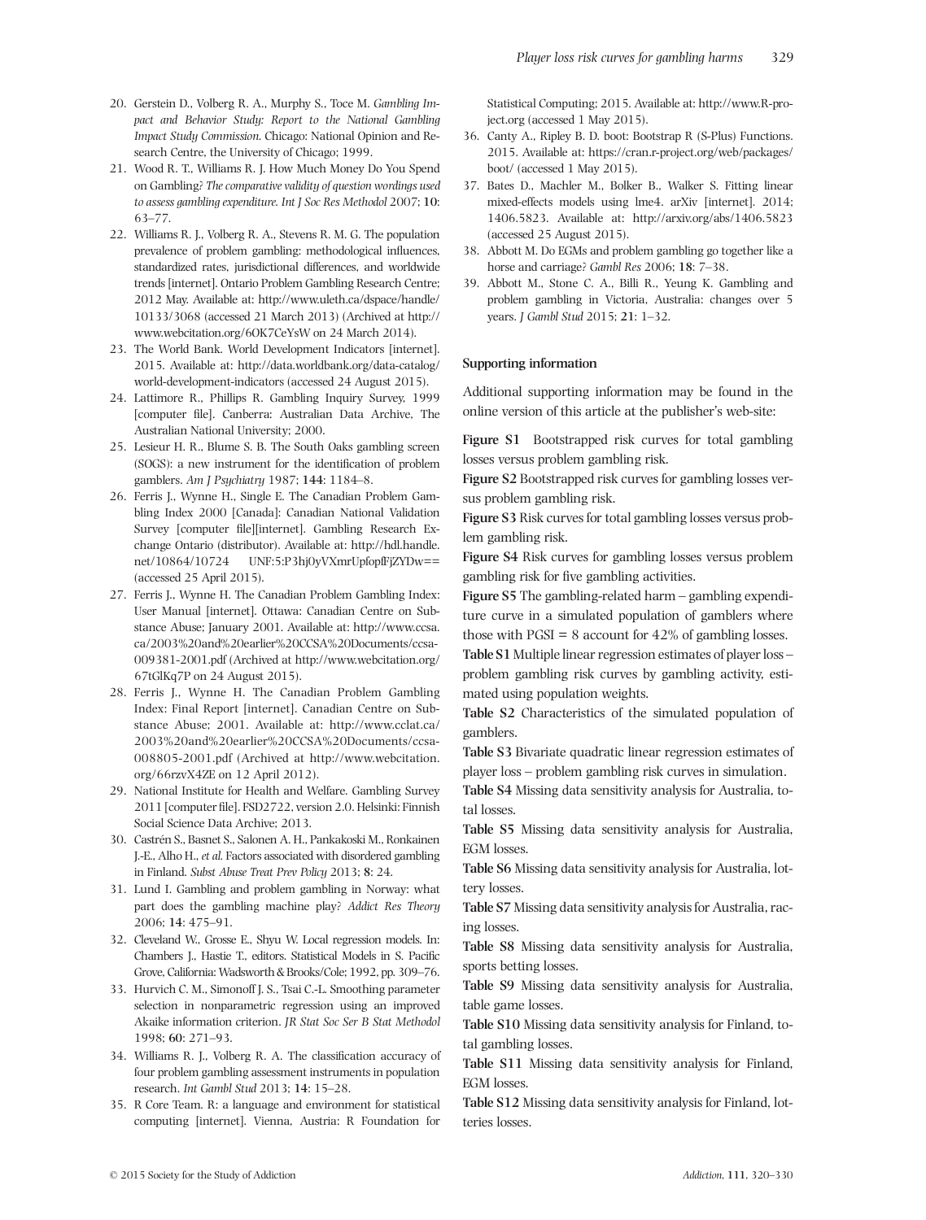20. Gerstein D., Volberg R. A., Murphy S., Toce M. *Gambling Impact and Behavior Study: Report to the National Gambling Impact Study Commission*. Chicago: National Opinion and Research Centre, the University of Chicago; 1999.
21. Wood R. T., Williams R. J. How Much Money Do You Spend on Gambling*? The comparative validity of question wordings used to assess gambling expenditure. Int J Soc Res Methodol* 2007; **10**: 63–77.
22. Williams R. J., Volberg R. A., Stevens R. M. G. The population prevalence of problem gambling: methodological influences, standardized rates, jurisdictional differences, and worldwide trends [internet]. Ontario Problem Gambling Research Centre; 2012 May. Available at: http://www.uleth.ca/dspace/handle/10133/3068 (accessed 21 March 2013) (Archived at http://www.webcitation.org/6OK7CeYsW on 24 March 2014).
23. The World Bank. World Development Indicators [internet]. 2015. Available at: http://data.worldbank.org/data-catalog/world-development-indicators (accessed 24 August 2015).
24. Lattimore R., Phillips R. Gambling Inquiry Survey, 1999 [computer file]. Canberra: Australian Data Archive, The Australian National University; 2000.
25. Lesieur H. R., Blume S. B. The South Oaks gambling screen (SOGS): a new instrument for the identification of problem gamblers. *Am J Psychiatry* 1987; **144**: 1184–8.
26. Ferris J., Wynne H., Single E. The Canadian Problem Gambling Index 2000 [Canada]: Canadian National Validation Survey [computer file][internet]. Gambling Research Exchange Ontario (distributor). Available at: http://hdl.handle.net/10864/10724 UNF:5:P3hj0yVXmrUpfopfFjZYDw== (accessed 25 April 2015).
27. Ferris J., Wynne H. The Canadian Problem Gambling Index: User Manual [internet]. Ottawa: Canadian Centre on Substance Abuse; January 2001. Available at: http://www.ccsa.ca/2003%20and%20earlier%20CCSA%20Documents/ccsa-009381-2001.pdf (Archived at http://www.webcitation.org/67tGlKq7P on 24 August 2015).
28. Ferris J., Wynne H. The Canadian Problem Gambling Index: Final Report [internet]. Canadian Centre on Substance Abuse; 2001. Available at: http://www.cclat.ca/2003%20and%20earlier%20CCSA%20Documents/ccsa-008805-2001.pdf (Archived at http://www.webcitation.org/66rzvX4ZE on 12 April 2012).
29. National Institute for Health and Welfare. Gambling Survey 2011 [computer file]. FSD2722, version 2.0. Helsinki: Finnish Social Science Data Archive; 2013.
30. Castrén S., Basnet S., Salonen A. H., Pankakoski M., Ronkainen J.-E., Alho H., *et al.* Factors associated with disordered gambling in Finland. *Subst Abuse Treat Prev Policy* 2013; **8**: 24.
31. Lund I. Gambling and problem gambling in Norway: what part does the gambling machine play? *Addict Res Theory* 2006; **14**: 475–91.
32. Cleveland W., Grosse E., Shyu W. Local regression models. In: Chambers J., Hastie T., editors. Statistical Models in S. Pacific Grove, California: Wadsworth & Brooks/Cole; 1992, pp. 309–76.
33. Hurvich C. M., Simonoff J. S., Tsai C.-L. Smoothing parameter selection in nonparametric regression using an improved Akaike information criterion. *JR Stat Soc Ser B Stat Methodol* 1998; **60**: 271–93.
34. Williams R. J., Volberg R. A. The classification accuracy of four problem gambling assessment instruments in population research. *Int Gambl Stud* 2013; **14**: 15–28.
35. R Core Team. R: a language and environment for statistical computing [internet]. Vienna, Austria: R Foundation for Statistical Computing; 2015. Available at: http://www.R-project.org (accessed 1 May 2015).
36. Canty A., Ripley B. D. boot: Bootstrap R (S-Plus) Functions. 2015. Available at: https://cran.r-project.org/web/packages/boot/ (accessed 1 May 2015).
37. Bates D., Machler M., Bolker B., Walker S. Fitting linear mixed-effects models using lme4. arXiv [internet]. 2014; 1406.5823. Available at: http://arxiv.org/abs/1406.5823 (accessed 25 August 2015).
38. Abbott M. Do EGMs and problem gambling go together like a horse and carriage? *Gambl Res* 2006; **18**: 7–38.
39. Abbott M., Stone C. A., Billi R., Yeung K. Gambling and problem gambling in Victoria, Australia: changes over 5 years. *J Gambl Stud* 2015; **21**: 1–32.

#### Supporting information

Additional supporting information may be found in the online version of this article at the publisher's web-site:

**Figure S1** Bootstrapped risk curves for total gambling losses versus problem gambling risk.

**Figure S2** Bootstrapped risk curves for gambling losses versus problem gambling risk.

**Figure S3** Risk curves for total gambling losses versus problem gambling risk.

**Figure S4** Risk curves for gambling losses versus problem gambling risk for five gambling activities.

**Figure S5** The gambling-related harm – gambling expenditure curve in a simulated population of gamblers where those with PGSI = 8 account for 42% of gambling losses.

**Table S1** Multiple linear regression estimates of player loss – problem gambling risk curves by gambling activity, estimated using population weights.

**Table S2** Characteristics of the simulated population of gamblers.

**Table S3** Bivariate quadratic linear regression estimates of player loss – problem gambling risk curves in simulation.

**Table S4** Missing data sensitivity analysis for Australia, total losses.

**Table S5** Missing data sensitivity analysis for Australia, EGM losses.

**Table S6** Missing data sensitivity analysis for Australia, lottery losses.

**Table S7** Missing data sensitivity analysis for Australia, racing losses.

**Table S8** Missing data sensitivity analysis for Australia, sports betting losses.

**Table S9** Missing data sensitivity analysis for Australia, table game losses.

**Table S10** Missing data sensitivity analysis for Finland, total gambling losses.

**Table S11** Missing data sensitivity analysis for Finland, EGM losses.

**Table S12** Missing data sensitivity analysis for Finland, lotteries losses.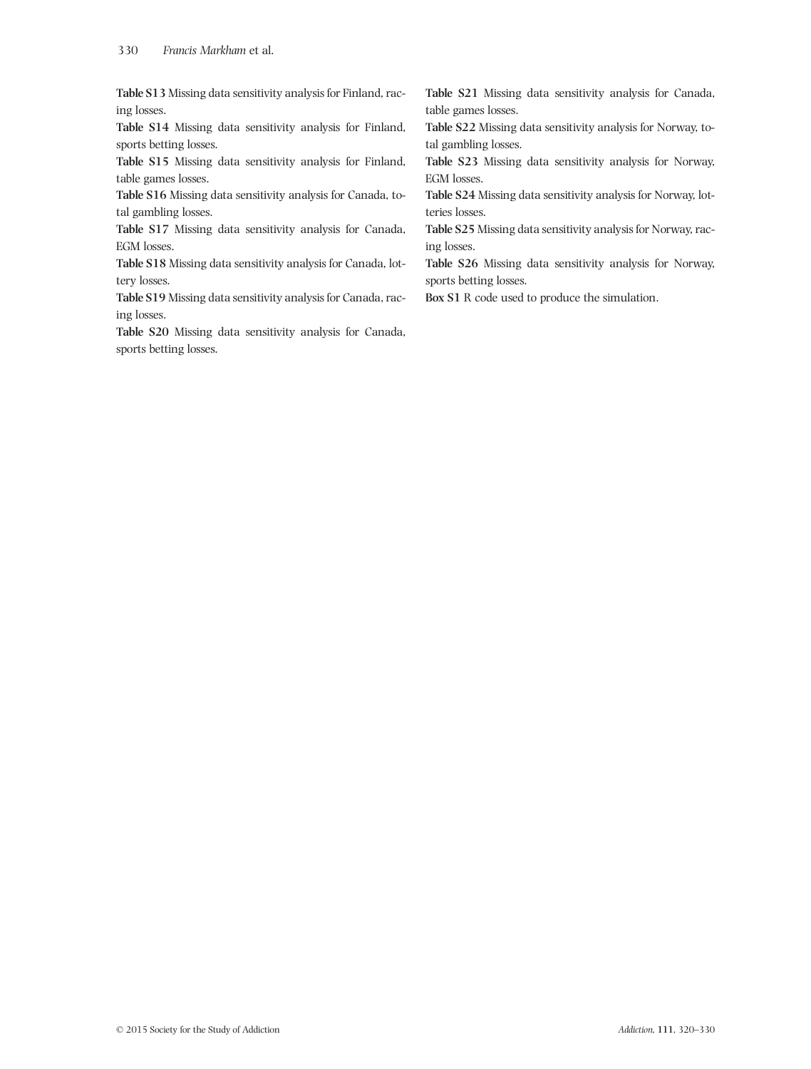**Table S13** Missing data sensitivity analysis for Finland, racing losses.

**Table S14** Missing data sensitivity analysis for Finland, sports betting losses.

**Table S15** Missing data sensitivity analysis for Finland, table games losses.

**Table S16** Missing data sensitivity analysis for Canada, total gambling losses.

**Table S17** Missing data sensitivity analysis for Canada, EGM losses.

**Table S18** Missing data sensitivity analysis for Canada, lottery losses.

**Table S19** Missing data sensitivity analysis for Canada, racing losses.

**Table S20** Missing data sensitivity analysis for Canada, sports betting losses.

**Table S21** Missing data sensitivity analysis for Canada, table games losses.

**Table S22** Missing data sensitivity analysis for Norway, total gambling losses.

**Table S23** Missing data sensitivity analysis for Norway, EGM losses.

**Table S24** Missing data sensitivity analysis for Norway, lotteries losses.

**Table S25** Missing data sensitivity analysis for Norway, racing losses.

**Table S26** Missing data sensitivity analysis for Norway, sports betting losses.

**Box S1** R code used to produce the simulation.